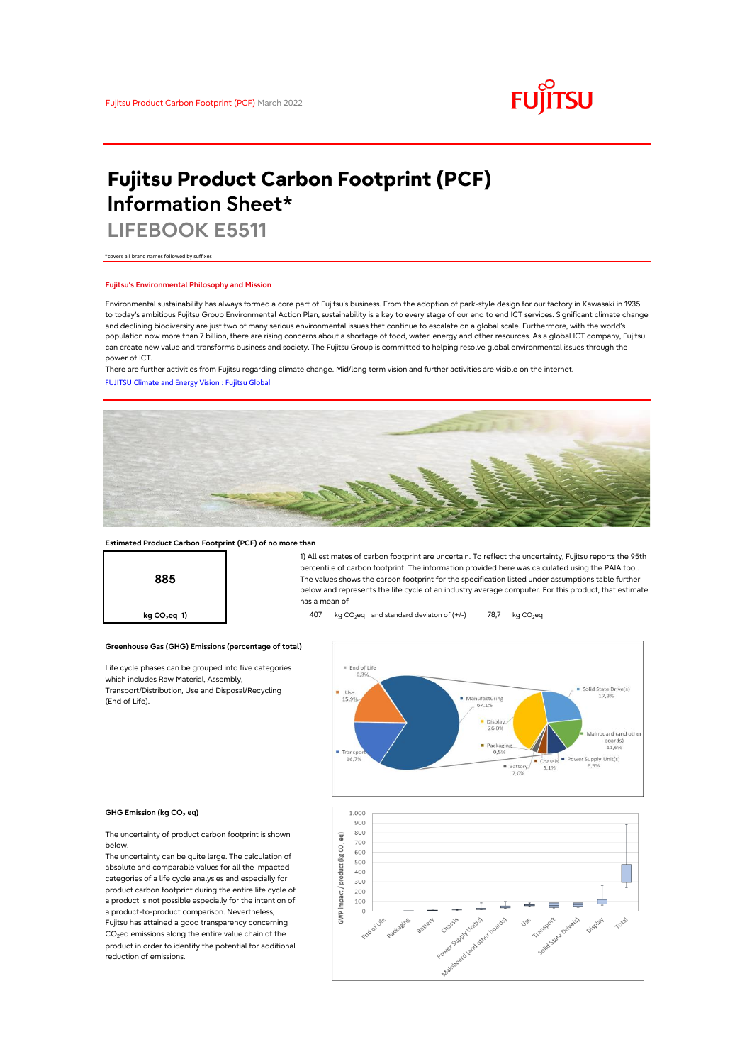Fujitsu Product Carbon Footprint (PCF) March 2022

# Fujitsu Product Carbon Footprint (PCF) Information Sheet*

## LIFEBOOK E5511

*covers all brand names followed by suffixes

### Fujitsu's Environmental Philosophy and Mission

Environmental sustainability has always formed a core part of Fujitsu's business. From the adoption of park-style design for our factory in Kawasaki in 1935 to today's ambitious Fujitsu Group Environmental Action Plan, sustainability is a key to every stage of our end to end ICT services. Significant climate change and declining biodiversity are just two of many serious environmental issues that continue to escalate on a global scale. Furthermore, with the world's population now more than 7 billion, there are rising concerns about a shortage of food, water, energy and other resources. As a global ICT company, Fujitsu can create new value and transforms business and society. The Fujitsu Group is committed to helping resolve global environmental issues through the power of ICT.

There are further activities from Fujitsu regarding climate change. Mid/long term vision and further activities are visible on the internet.

[FUJITSU Climate and Energy Vision : Fujitsu Global]

### Estimated Product Carbon Footprint (PCF) of no more than

**885**

kg $CO_2$eq 1)

1) All estimates of carbon footprint are uncertain. To reflect the uncertainty, Fujitsu reports the 95th percentile of carbon footprint. The information provided here was calculated using the PAIA tool. The values shows the carbon footprint for the specification listed under assumptions table further below and represents the life cycle of an industry average computer. For this product, that estimate has a mean of

407 kg $CO_2$eq and standard deviaton of (+/-) 78,7 kg $CO_2$eq

### Greenhouse Gas (GHG) Emissions (percentage of total)

Life cycle phases can be grouped into five categories which includes Raw Material, Assembly, Transport/Distribution, Use and Disposal/Recycling (End of Life).

End of Life 0,3%
Use 15,9%
Transport 16,7%
Manufacturing 67,1%
Solid State Drive(s) 17,3%
Display 26,0%
Mainboard (and other boards) 11,6%
Packaging 0,5%
Power Supply Unit(s) 6,5%
Chassis 3,1%
Battery 2,0%

### GHG Emission (kg $CO_2$ eq)

The uncertainty of product carbon footprint is shown below.

The uncertainty can be quite large. The calculation of absolute and comparable values for all the impacted categories of a life cycle analysies and especially for product carbon footprint during the entire life cycle of a product is not possible especially for the intention of a product-to-product comparison. Nevertheless, Fujitsu has attained a good transparency concerning $CO_2$eq emissions along the entire value chain of the product in order to identify the potential for additional reduction of emissions.

GWP impact / product (kg $CO_2$ eq)
1.000
900
800
700
600
500
400
300
200
100
0
End of Life
Packaging
Battery
Chassis
Power Supply Unit(s)
Mainboard (and other boards)
Use
Transport
Solid State Drive(s)
Display
Total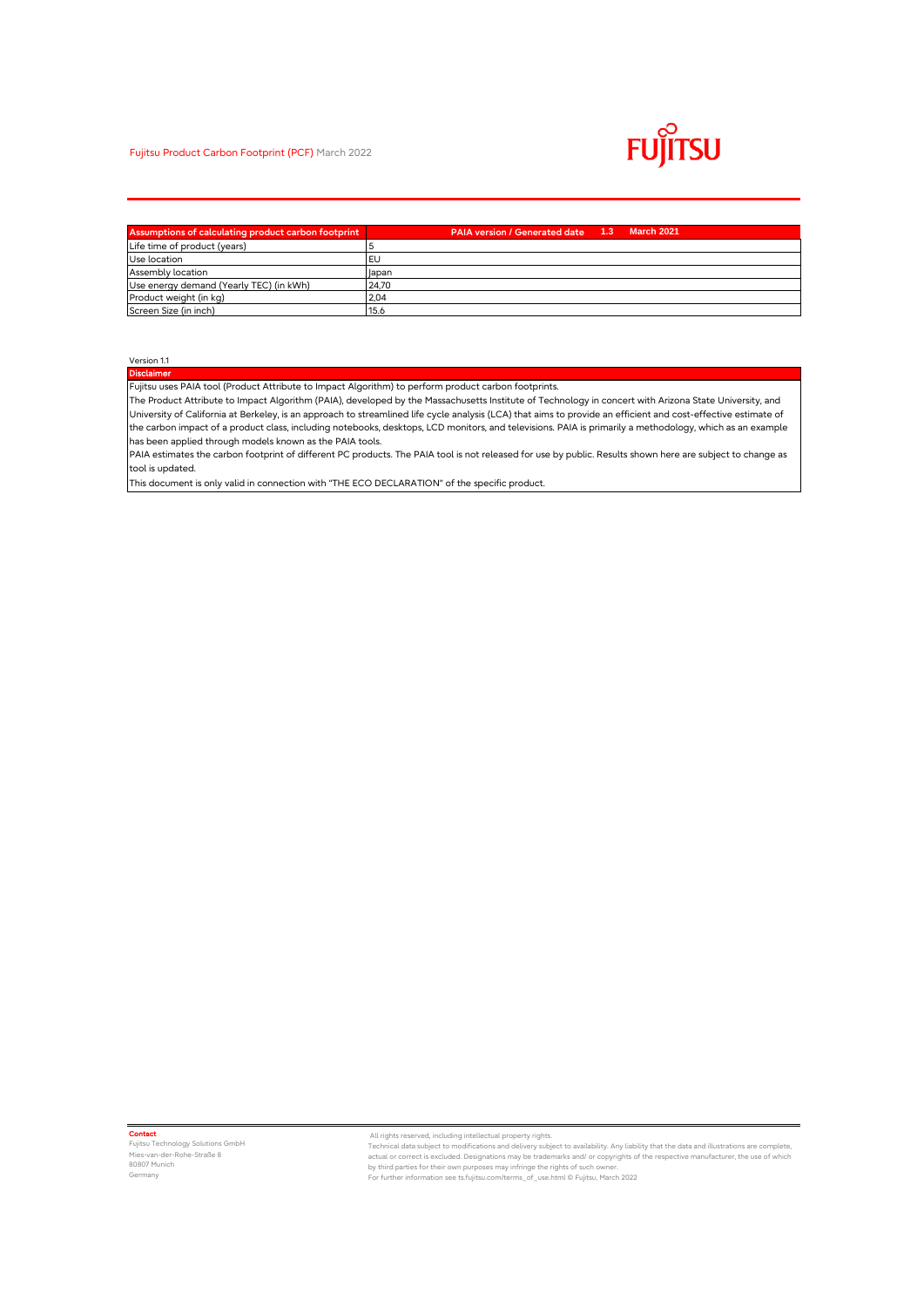Fujitsu Product Carbon Footprint (PCF) March 2022

| Assumptions of calculating product carbon footprint | PAIA version / Generated date 1.3 March 2021 |
|---|---|
| Life time of product (years) | 5 |
| Use location | EU |
| Assembly location | Japan |
| Use energy demand (Yearly TEC) (in kWh) | 24,70 |
| Product weight (in kg) | 2,04 |
| Screen Size (in inch) | 15.6 |

Version 1.1

**Disclaimer**

Fujitsu uses PAIA tool (Product Attribute to Impact Algorithm) to perform product carbon footprints.

The Product Attribute to Impact Algorithm (PAIA), developed by the Massachusetts Institute of Technology in concert with Arizona State University, and University of California at Berkeley, is an approach to streamlined life cycle analysis (LCA) that aims to provide an efficient and cost-effective estimate of the carbon impact of a product class, including notebooks, desktops, LCD monitors, and televisions. PAIA is primarily a methodology, which as an example has been applied through models known as the PAIA tools.

PAIA estimates the carbon footprint of different PC products. The PAIA tool is not released for use by public. Results shown here are subject to change as tool is updated.

This document is only valid in connection with "THE ECO DECLARATION" of the specific product.

**Contact**
Fujitsu Technology Solutions GmbH
Mies-van-der-Rohe-Straße 8
80807 Munich
Germany

All rights reserved, including intellectual property rights.
Technical data subject to modifications and delivery subject to availability. Any liability that the data and illustrations are complete, actual or correct is excluded. Designations may be trademarks and/ or copyrights of the respective manufacturer, the use of which by third parties for their own purposes may infringe the rights of such owner.
For further information see ts.fujitsu.com/terms_of_use.html © Fujitsu, March 2022